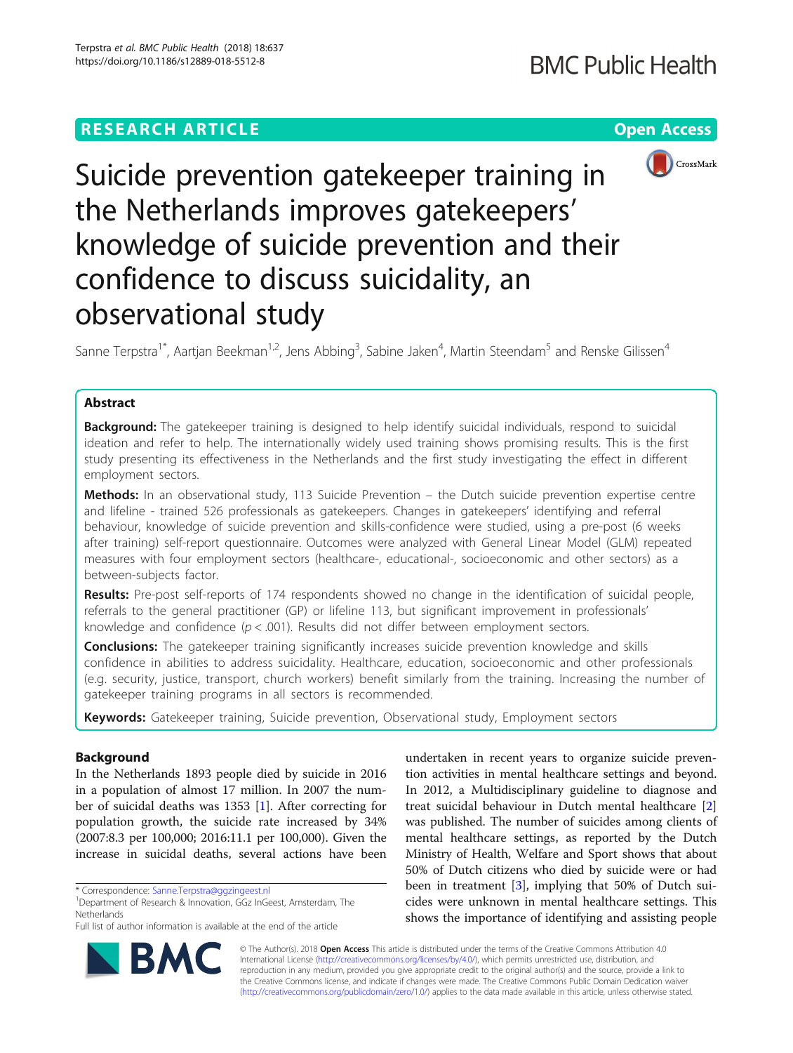RESEARCH ARTICLE

Open Access

# Suicide prevention gatekeeper training in the Netherlands improves gatekeepers' knowledge of suicide prevention and their confidence to discuss suicidality, an observational study

Sanne Terpstra[1*], Aartjan Beekman[1,2], Jens Abbing[3], Sabine Jaken[4], Martin Steendam[5] and Renske Gilissen[4]

## Abstract

**Background:** The gatekeeper training is designed to help identify suicidal individuals, respond to suicidal ideation and refer to help. The internationally widely used training shows promising results. This is the first study presenting its effectiveness in the Netherlands and the first study investigating the effect in different employment sectors.

**Methods:** In an observational study, 113 Suicide Prevention – the Dutch suicide prevention expertise centre and lifeline - trained 526 professionals as gatekeepers. Changes in gatekeepers' identifying and referral behaviour, knowledge of suicide prevention and skills-confidence were studied, using a pre-post (6 weeks after training) self-report questionnaire. Outcomes were analyzed with General Linear Model (GLM) repeated measures with four employment sectors (healthcare-, educational-, socioeconomic and other sectors) as a between-subjects factor.

**Results:** Pre-post self-reports of 174 respondents showed no change in the identification of suicidal people, referrals to the general practitioner (GP) or lifeline 113, but significant improvement in professionals' knowledge and confidence ($p < .001$). Results did not differ between employment sectors.

**Conclusions:** The gatekeeper training significantly increases suicide prevention knowledge and skills confidence in abilities to address suicidality. Healthcare, education, socioeconomic and other professionals (e.g. security, justice, transport, church workers) benefit similarly from the training. Increasing the number of gatekeeper training programs in all sectors is recommended.

**Keywords:** Gatekeeper training, Suicide prevention, Observational study, Employment sectors

## Background

In the Netherlands 1893 people died by suicide in 2016 in a population of almost 17 million. In 2007 the number of suicidal deaths was 1353 [1]. After correcting for population growth, the suicide rate increased by 34% (2007:8.3 per 100,000; 2016:11.1 per 100,000). Given the increase in suicidal deaths, several actions have been undertaken in recent years to organize suicide prevention activities in mental healthcare settings and beyond. In 2012, a Multidisciplinary guideline to diagnose and treat suicidal behaviour in Dutch mental healthcare [2] was published. The number of suicides among clients of mental healthcare settings, as reported by the Dutch Ministry of Health, Welfare and Sport shows that about 50% of Dutch citizens who died by suicide were or had been in treatment [3], implying that 50% of Dutch suicides were unknown in mental healthcare settings. This shows the importance of identifying and assisting people

\* Correspondence: Sanne.Terpstra@ggzingeest.nl

[1]Department of Research & Innovation, GGz InGeest, Amsterdam, The Netherlands

Full list of author information is available at the end of the article

© The Author(s). 2018 **Open Access** This article is distributed under the terms of the Creative Commons Attribution 4.0 International License (http://creativecommons.org/licenses/by/4.0/), which permits unrestricted use, distribution, and reproduction in any medium, provided you give appropriate credit to the original author(s) and the source, provide a link to the Creative Commons license, and indicate if changes were made. The Creative Commons Public Domain Dedication waiver (http://creativecommons.org/publicdomain/zero/1.0/) applies to the data made available in this article, unless otherwise stated.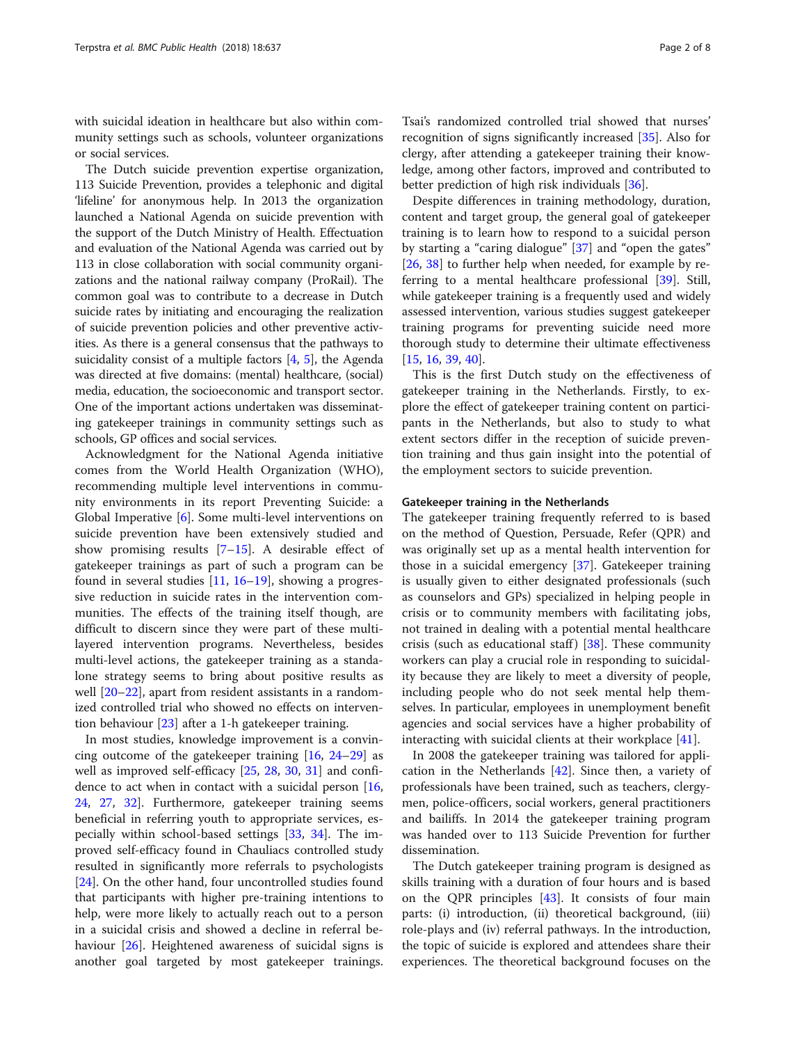with suicidal ideation in healthcare but also within community settings such as schools, volunteer organizations or social services.

The Dutch suicide prevention expertise organization, 113 Suicide Prevention, provides a telephonic and digital 'lifeline' for anonymous help. In 2013 the organization launched a National Agenda on suicide prevention with the support of the Dutch Ministry of Health. Effectuation and evaluation of the National Agenda was carried out by 113 in close collaboration with social community organizations and the national railway company (ProRail). The common goal was to contribute to a decrease in Dutch suicide rates by initiating and encouraging the realization of suicide prevention policies and other preventive activities. As there is a general consensus that the pathways to suicidality consist of a multiple factors [4, 5], the Agenda was directed at five domains: (mental) healthcare, (social) media, education, the socioeconomic and transport sector. One of the important actions undertaken was disseminating gatekeeper trainings in community settings such as schools, GP offices and social services.

Acknowledgment for the National Agenda initiative comes from the World Health Organization (WHO), recommending multiple level interventions in community environments in its report Preventing Suicide: a Global Imperative [6]. Some multi-level interventions on suicide prevention have been extensively studied and show promising results [7–15]. A desirable effect of gatekeeper trainings as part of such a program can be found in several studies [11, 16–19], showing a progressive reduction in suicide rates in the intervention communities. The effects of the training itself though, are difficult to discern since they were part of these multi-layered intervention programs. Nevertheless, besides multi-level actions, the gatekeeper training as a standalone strategy seems to bring about positive results as well [20–22], apart from resident assistants in a randomized controlled trial who showed no effects on intervention behaviour [23] after a 1-h gatekeeper training.

In most studies, knowledge improvement is a convincing outcome of the gatekeeper training [16, 24–29] as well as improved self-efficacy [25, 28, 30, 31] and confidence to act when in contact with a suicidal person [16, 24, 27, 32]. Furthermore, gatekeeper training seems beneficial in referring youth to appropriate services, especially within school-based settings [33, 34]. The improved self-efficacy found in Chauliacs controlled study resulted in significantly more referrals to psychologists [24]. On the other hand, four uncontrolled studies found that participants with higher pre-training intentions to help, were more likely to actually reach out to a person in a suicidal crisis and showed a decline in referral behaviour [26]. Heightened awareness of suicidal signs is another goal targeted by most gatekeeper trainings. Tsai's randomized controlled trial showed that nurses' recognition of signs significantly increased [35]. Also for clergy, after attending a gatekeeper training their knowledge, among other factors, improved and contributed to better prediction of high risk individuals [36].

Despite differences in training methodology, duration, content and target group, the general goal of gatekeeper training is to learn how to respond to a suicidal person by starting a "caring dialogue" [37] and "open the gates" [26, 38] to further help when needed, for example by referring to a mental healthcare professional [39]. Still, while gatekeeper training is a frequently used and widely assessed intervention, various studies suggest gatekeeper training programs for preventing suicide need more thorough study to determine their ultimate effectiveness [15, 16, 39, 40].

This is the first Dutch study on the effectiveness of gatekeeper training in the Netherlands. Firstly, to explore the effect of gatekeeper training content on participants in the Netherlands, but also to study to what extent sectors differ in the reception of suicide prevention training and thus gain insight into the potential of the employment sectors to suicide prevention.

### Gatekeeper training in the Netherlands

The gatekeeper training frequently referred to is based on the method of Question, Persuade, Refer (QPR) and was originally set up as a mental health intervention for those in a suicidal emergency [37]. Gatekeeper training is usually given to either designated professionals (such as counselors and GPs) specialized in helping people in crisis or to community members with facilitating jobs, not trained in dealing with a potential mental healthcare crisis (such as educational staff) [38]. These community workers can play a crucial role in responding to suicidality because they are likely to meet a diversity of people, including people who do not seek mental help themselves. In particular, employees in unemployment benefit agencies and social services have a higher probability of interacting with suicidal clients at their workplace [41].

In 2008 the gatekeeper training was tailored for application in the Netherlands [42]. Since then, a variety of professionals have been trained, such as teachers, clergymen, police-officers, social workers, general practitioners and bailiffs. In 2014 the gatekeeper training program was handed over to 113 Suicide Prevention for further dissemination.

The Dutch gatekeeper training program is designed as skills training with a duration of four hours and is based on the QPR principles [43]. It consists of four main parts: (i) introduction, (ii) theoretical background, (iii) role-plays and (iv) referral pathways. In the introduction, the topic of suicide is explored and attendees share their experiences. The theoretical background focuses on the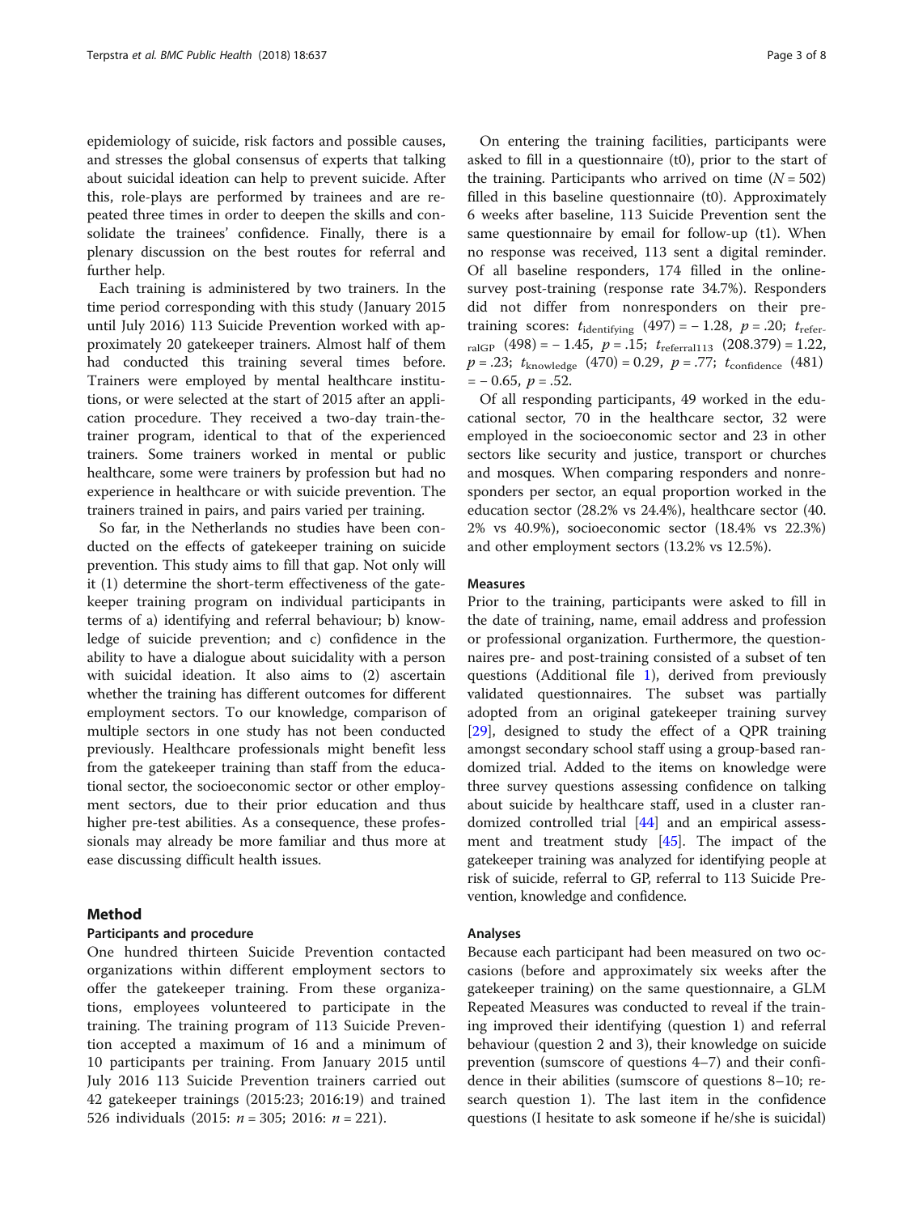epidemiology of suicide, risk factors and possible causes, and stresses the global consensus of experts that talking about suicidal ideation can help to prevent suicide. After this, role-plays are performed by trainees and are repeated three times in order to deepen the skills and consolidate the trainees' confidence. Finally, there is a plenary discussion on the best routes for referral and further help.

Each training is administered by two trainers. In the time period corresponding with this study (January 2015 until July 2016) 113 Suicide Prevention worked with approximately 20 gatekeeper trainers. Almost half of them had conducted this training several times before. Trainers were employed by mental healthcare institutions, or were selected at the start of 2015 after an application procedure. They received a two-day train-the-trainer program, identical to that of the experienced trainers. Some trainers worked in mental or public healthcare, some were trainers by profession but had no experience in healthcare or with suicide prevention. The trainers trained in pairs, and pairs varied per training.

So far, in the Netherlands no studies have been conducted on the effects of gatekeeper training on suicide prevention. This study aims to fill that gap. Not only will it (1) determine the short-term effectiveness of the gatekeeper training program on individual participants in terms of a) identifying and referral behaviour; b) knowledge of suicide prevention; and c) confidence in the ability to have a dialogue about suicidality with a person with suicidal ideation. It also aims to (2) ascertain whether the training has different outcomes for different employment sectors. To our knowledge, comparison of multiple sectors in one study has not been conducted previously. Healthcare professionals might benefit less from the gatekeeper training than staff from the educational sector, the socioeconomic sector or other employment sectors, due to their prior education and thus higher pre-test abilities. As a consequence, these professionals may already be more familiar and thus more at ease discussing difficult health issues.

## Method

### Participants and procedure

One hundred thirteen Suicide Prevention contacted organizations within different employment sectors to offer the gatekeeper training. From these organizations, employees volunteered to participate in the training. The training program of 113 Suicide Prevention accepted a maximum of 16 and a minimum of 10 participants per training. From January 2015 until July 2016 113 Suicide Prevention trainers carried out 42 gatekeeper trainings (2015:23; 2016:19) and trained 526 individuals (2015: $n = 305$; 2016: $n = 221$).

On entering the training facilities, participants were asked to fill in a questionnaire (t0), prior to the start of the training. Participants who arrived on time ($N = 502$) filled in this baseline questionnaire (t0). Approximately 6 weeks after baseline, 113 Suicide Prevention sent the same questionnaire by email for follow-up (t1). When no response was received, 113 sent a digital reminder. Of all baseline responders, 174 filled in the online-survey post-training (response rate 34.7%). Responders did not differ from nonresponders on their pre-training scores: $t_{identifying}$ $(497) = -1.28$, $p = .20$; $t_{referralGP}$ $(498) = -1.45$, $p = .15$; $t_{referral113}$ $(208.379) = 1.22$, $p = .23$; $t_{knowledge}$ $(470) = 0.29$, $p = .77$; $t_{confidence}$ $(481) = -0.65$, $p = .52$.

Of all responding participants, 49 worked in the educational sector, 70 in the healthcare sector, 32 were employed in the socioeconomic sector and 23 in other sectors like security and justice, transport or churches and mosques. When comparing responders and nonresponders per sector, an equal proportion worked in the education sector (28.2% vs 24.4%), healthcare sector (40.2% vs 40.9%), socioeconomic sector (18.4% vs 22.3%) and other employment sectors (13.2% vs 12.5%).

### Measures

Prior to the training, participants were asked to fill in the date of training, name, email address and profession or professional organization. Furthermore, the questionnaires pre- and post-training consisted of a subset of ten questions (Additional file 1), derived from previously validated questionnaires. The subset was partially adopted from an original gatekeeper training survey [29], designed to study the effect of a QPR training amongst secondary school staff using a group-based randomized trial. Added to the items on knowledge were three survey questions assessing confidence on talking about suicide by healthcare staff, used in a cluster randomized controlled trial [44] and an empirical assessment and treatment study [45]. The impact of the gatekeeper training was analyzed for identifying people at risk of suicide, referral to GP, referral to 113 Suicide Prevention, knowledge and confidence.

### Analyses

Because each participant had been measured on two occasions (before and approximately six weeks after the gatekeeper training) on the same questionnaire, a GLM Repeated Measures was conducted to reveal if the training improved their identifying (question 1) and referral behaviour (question 2 and 3), their knowledge on suicide prevention (sumscore of questions 4–7) and their confidence in their abilities (sumscore of questions 8–10; research question 1). The last item in the confidence questions (I hesitate to ask someone if he/she is suicidal)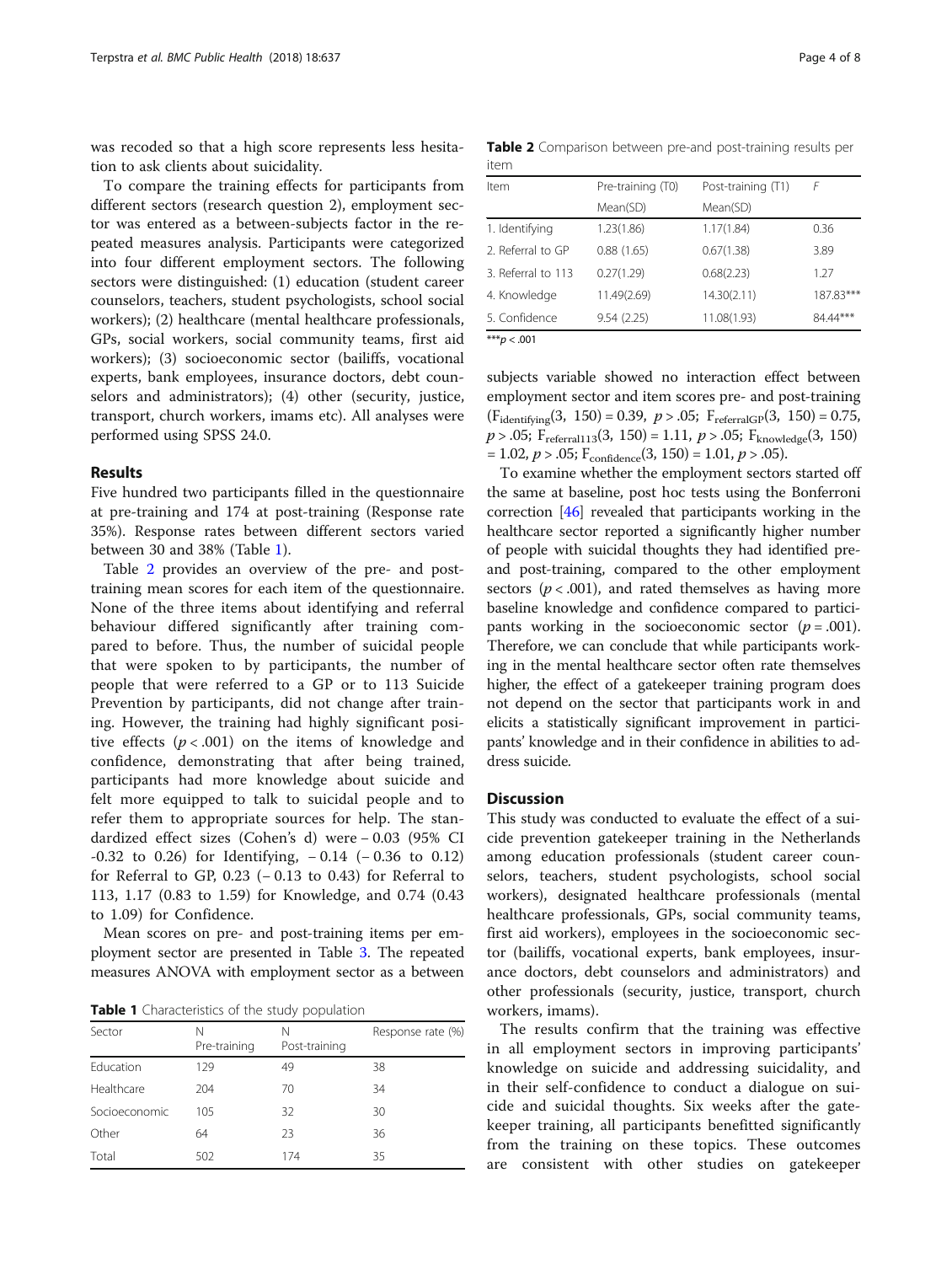was recoded so that a high score represents less hesitation to ask clients about suicidality.

To compare the training effects for participants from different sectors (research question 2), employment sector was entered as a between-subjects factor in the repeated measures analysis. Participants were categorized into four different employment sectors. The following sectors were distinguished: (1) education (student career counselors, teachers, student psychologists, school social workers); (2) healthcare (mental healthcare professionals, GPs, social workers, social community teams, first aid workers); (3) socioeconomic sector (bailiffs, vocational experts, bank employees, insurance doctors, debt counselors and administrators); (4) other (security, justice, transport, church workers, imams etc). All analyses were performed using SPSS 24.0.

## Results

Five hundred two participants filled in the questionnaire at pre-training and 174 at post-training (Response rate 35%). Response rates between different sectors varied between 30 and 38% (Table 1).

Table 2 provides an overview of the pre- and post-training mean scores for each item of the questionnaire. None of the three items about identifying and referral behaviour differed significantly after training compared to before. Thus, the number of suicidal people that were spoken to by participants, the number of people that were referred to a GP or to 113 Suicide Prevention by participants, did not change after training. However, the training had highly significant positive effects ($p < .001$) on the items of knowledge and confidence, demonstrating that after being trained, participants had more knowledge about suicide and felt more equipped to talk to suicidal people and to refer them to appropriate sources for help. The standardized effect sizes (Cohen's d) were − 0.03 (95% CI -0.32 to 0.26) for Identifying, − 0.14 (− 0.36 to 0.12) for Referral to GP, 0.23 (− 0.13 to 0.43) for Referral to 113, 1.17 (0.83 to 1.59) for Knowledge, and 0.74 (0.43 to 1.09) for Confidence.

Mean scores on pre- and post-training items per employment sector are presented in Table 3. The repeated measures ANOVA with employment sector as a between

**Table 1** Characteristics of the study population

| Sector | N Pre-training | N Post-training | Response rate (%) |
|---|---|---|---|
| Education | 129 | 49 | 38 |
| Healthcare | 204 | 70 | 34 |
| Socioeconomic | 105 | 32 | 30 |
| Other | 64 | 23 | 36 |
| Total | 502 | 174 | 35 |

**Table 2** Comparison between pre-and post-training results per item

| Item | Pre-training (T0) | Post-training (T1) | F |
|---|---|---|---|
| | Mean(SD) | Mean(SD) | |
| 1. Identifying | 1.23(1.86) | 1.17(1.84) | 0.36 |
| 2. Referral to GP | 0.88 (1.65) | 0.67(1.38) | 3.89 |
| 3. Referral to 113 | 0.27(1.29) | 0.68(2.23) | 1.27 |
| 4. Knowledge | 11.49(2.69) | 14.30(2.11) | 187.83*** |
| 5. Confidence | 9.54 (2.25) | 11.08(1.93) | 84.44*** |

***$p < .001$

subjects variable showed no interaction effect between employment sector and item scores pre- and post-training ($F_{identifying}(3, 150) = 0.39$, $p > .05$; $F_{referralGP}(3, 150) = 0.75$, $p > .05$; $F_{referral113}(3, 150) = 1.11$, $p > .05$; $F_{knowledge}(3, 150) = 1.02$, $p > .05$; $F_{confidence}(3, 150) = 1.01$, $p > .05$).

To examine whether the employment sectors started off the same at baseline, post hoc tests using the Bonferroni correction [46] revealed that participants working in the healthcare sector reported a significantly higher number of people with suicidal thoughts they had identified pre- and post-training, compared to the other employment sectors ($p < .001$), and rated themselves as having more baseline knowledge and confidence compared to participants working in the socioeconomic sector ($p = .001$). Therefore, we can conclude that while participants working in the mental healthcare sector often rate themselves higher, the effect of a gatekeeper training program does not depend on the sector that participants work in and elicits a statistically significant improvement in participants' knowledge and in their confidence in abilities to address suicide.

## Discussion

This study was conducted to evaluate the effect of a suicide prevention gatekeeper training in the Netherlands among education professionals (student career counselors, teachers, student psychologists, school social workers), designated healthcare professionals (mental healthcare professionals, GPs, social community teams, first aid workers), employees in the socioeconomic sector (bailiffs, vocational experts, bank employees, insurance doctors, debt counselors and administrators) and other professionals (security, justice, transport, church workers, imams).

The results confirm that the training was effective in all employment sectors in improving participants' knowledge on suicide and addressing suicidality, and in their self-confidence to conduct a dialogue on suicide and suicidal thoughts. Six weeks after the gatekeeper training, all participants benefitted significantly from the training on these topics. These outcomes are consistent with other studies on gatekeeper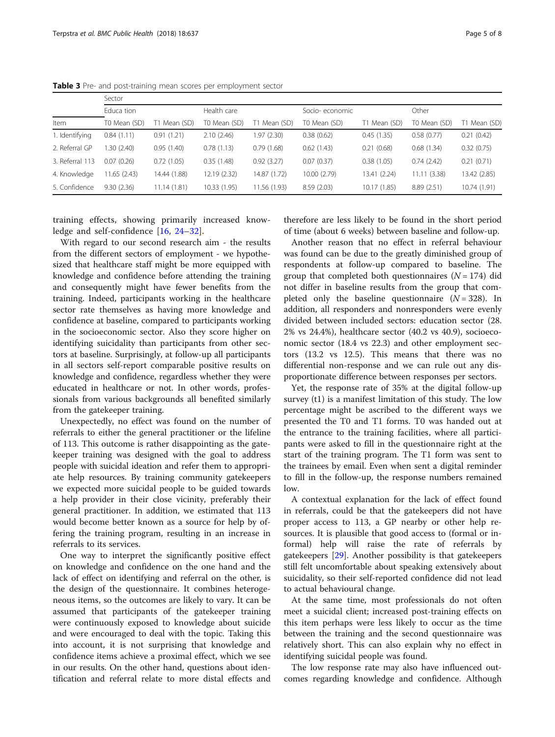**Table 3** Pre- and post-training mean scores per employment sector

| | Sector | | | | | | | |
|---|---|---|---|---|---|---|---|---|
| | Educa tion | | Health care | | Socio- economic | | Other | |
| Item | T0 Mean (SD) | T1 Mean (SD) | T0 Mean (SD) | T1 Mean (SD) | T0 Mean (SD) | T1 Mean (SD) | T0 Mean (SD) | T1 Mean (SD) |
| 1. Identifying | 0.84 (1.11) | 0.91 (1.21) | 2.10 (2.46) | 1.97 (2.30) | 0.38 (0.62) | 0.45 (1.35) | 0.58 (0.77) | 0.21 (0.42) |
| 2. Referral GP | 1.30 (2.40) | 0.95 (1.40) | 0.78 (1.13) | 0.79 (1.68) | 0.62 (1.43) | 0.21 (0.68) | 0.68 (1.34) | 0.32 (0.75) |
| 3. Referral 113 | 0.07 (0.26) | 0.72 (1.05) | 0.35 (1.48) | 0.92 (3.27) | 0.07 (0.37) | 0.38 (1.05) | 0.74 (2.42) | 0.21 (0.71) |
| 4. Knowledge | 11.65 (2.43) | 14.44 (1.88) | 12.19 (2.32) | 14.87 (1.72) | 10.00 (2.79) | 13.41 (2.24) | 11.11 (3.38) | 13.42 (2.85) |
| 5. Confidence | 9.30 (2.36) | 11.14 (1.81) | 10.33 (1.95) | 11.56 (1.93) | 8.59 (2.03) | 10.17 (1.85) | 8.89 (2.51) | 10.74 (1.91) |

training effects, showing primarily increased knowledge and self-confidence [16, 24–32].

With regard to our second research aim - the results from the different sectors of employment - we hypothesized that healthcare staff might be more equipped with knowledge and confidence before attending the training and consequently might have fewer benefits from the training. Indeed, participants working in the healthcare sector rate themselves as having more knowledge and confidence at baseline, compared to participants working in the socioeconomic sector. Also they score higher on identifying suicidality than participants from other sectors at baseline. Surprisingly, at follow-up all participants in all sectors self-report comparable positive results on knowledge and confidence, regardless whether they were educated in healthcare or not. In other words, professionals from various backgrounds all benefited similarly from the gatekeeper training.

Unexpectedly, no effect was found on the number of referrals to either the general practitioner or the lifeline of 113. This outcome is rather disappointing as the gatekeeper training was designed with the goal to address people with suicidal ideation and refer them to appropriate help resources. By training community gatekeepers we expected more suicidal people to be guided towards a help provider in their close vicinity, preferably their general practitioner. In addition, we estimated that 113 would become better known as a source for help by offering the training program, resulting in an increase in referrals to its services.

One way to interpret the significantly positive effect on knowledge and confidence on the one hand and the lack of effect on identifying and referral on the other, is the design of the questionnaire. It combines heterogeneous items, so the outcomes are likely to vary. It can be assumed that participants of the gatekeeper training were continuously exposed to knowledge about suicide and were encouraged to deal with the topic. Taking this into account, it is not surprising that knowledge and confidence items achieve a proximal effect, which we see in our results. On the other hand, questions about identification and referral relate to more distal effects and therefore are less likely to be found in the short period of time (about 6 weeks) between baseline and follow-up.

Another reason that no effect in referral behaviour was found can be due to the greatly diminished group of respondents at follow-up compared to baseline. The group that completed both questionnaires ($N = 174$) did not differ in baseline results from the group that completed only the baseline questionnaire ($N = 328$). In addition, all responders and nonresponders were evenly divided between included sectors: education sector (28.2% vs 24.4%), healthcare sector (40.2 vs 40.9), socioeconomic sector (18.4 vs 22.3) and other employment sectors (13.2 vs 12.5). This means that there was no differential non-response and we can rule out any disproportionate difference between responses per sectors.

Yet, the response rate of 35% at the digital follow-up survey (t1) is a manifest limitation of this study. The low percentage might be ascribed to the different ways we presented the T0 and T1 forms. T0 was handed out at the entrance to the training facilities, where all participants were asked to fill in the questionnaire right at the start of the training program. The T1 form was sent to the trainees by email. Even when sent a digital reminder to fill in the follow-up, the response numbers remained low.

A contextual explanation for the lack of effect found in referrals, could be that the gatekeepers did not have proper access to 113, a GP nearby or other help resources. It is plausible that good access to (formal or informal) help will raise the rate of referrals by gatekeepers [29]. Another possibility is that gatekeepers still felt uncomfortable about speaking extensively about suicidality, so their self-reported confidence did not lead to actual behavioural change.

At the same time, most professionals do not often meet a suicidal client; increased post-training effects on this item perhaps were less likely to occur as the time between the training and the second questionnaire was relatively short. This can also explain why no effect in identifying suicidal people was found.

The low response rate may also have influenced outcomes regarding knowledge and confidence. Although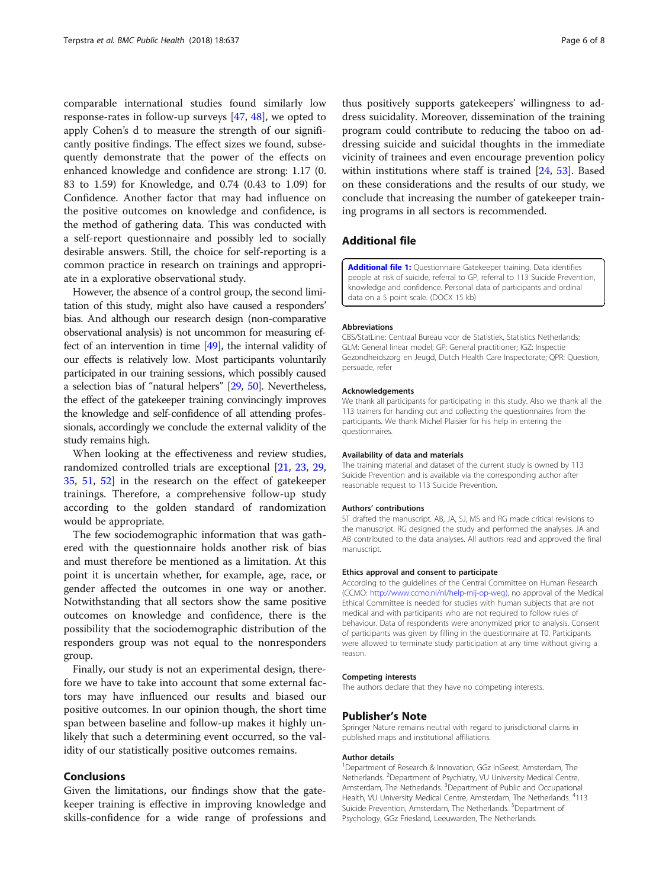comparable international studies found similarly low response-rates in follow-up surveys [47, 48], we opted to apply Cohen's d to measure the strength of our significantly positive findings. The effect sizes we found, subsequently demonstrate that the power of the effects on enhanced knowledge and confidence are strong: 1.17 (0. 83 to 1.59) for Knowledge, and 0.74 (0.43 to 1.09) for Confidence. Another factor that may had influence on the positive outcomes on knowledge and confidence, is the method of gathering data. This was conducted with a self-report questionnaire and possibly led to socially desirable answers. Still, the choice for self-reporting is a common practice in research on trainings and appropriate in a explorative observational study.

However, the absence of a control group, the second limitation of this study, might also have caused a responders' bias. And although our research design (non-comparative observational analysis) is not uncommon for measuring effect of an intervention in time [49], the internal validity of our effects is relatively low. Most participants voluntarily participated in our training sessions, which possibly caused a selection bias of "natural helpers" [29, 50]. Nevertheless, the effect of the gatekeeper training convincingly improves the knowledge and self-confidence of all attending professionals, accordingly we conclude the external validity of the study remains high.

When looking at the effectiveness and review studies, randomized controlled trials are exceptional [21, 23, 29, 35, 51, 52] in the research on the effect of gatekeeper trainings. Therefore, a comprehensive follow-up study according to the golden standard of randomization would be appropriate.

The few sociodemographic information that was gathered with the questionnaire holds another risk of bias and must therefore be mentioned as a limitation. At this point it is uncertain whether, for example, age, race, or gender affected the outcomes in one way or another. Notwithstanding that all sectors show the same positive outcomes on knowledge and confidence, there is the possibility that the sociodemographic distribution of the responders group was not equal to the nonresponders group.

Finally, our study is not an experimental design, therefore we have to take into account that some external factors may have influenced our results and biased our positive outcomes. In our opinion though, the short time span between baseline and follow-up makes it highly unlikely that such a determining event occurred, so the validity of our statistically positive outcomes remains.

## Conclusions

Given the limitations, our findings show that the gatekeeper training is effective in improving knowledge and skills-confidence for a wide range of professions and thus positively supports gatekeepers' willingness to address suicidality. Moreover, dissemination of the training program could contribute to reducing the taboo on addressing suicide and suicidal thoughts in the immediate vicinity of trainees and even encourage prevention policy within institutions where staff is trained [24, 53]. Based on these considerations and the results of our study, we conclude that increasing the number of gatekeeper training programs in all sectors is recommended.

## Additional file

**Additional file 1:** Questionnaire Gatekeeper training. Data identifies people at risk of suicide, referral to GP, referral to 113 Suicide Prevention, knowledge and confidence. Personal data of participants and ordinal data on a 5 point scale. (DOCX 15 kb)

#### Abbreviations

CBS/StatLine: Centraal Bureau voor de Statistiek, Statistics Netherlands; GLM: General linear model; GP: General practitioner; IGZ: Inspectie Gezondheidszorg en Jeugd, Dutch Health Care Inspectorate; QPR: Question, persuade, refer

#### Acknowledgements

We thank all participants for participating in this study. Also we thank all the 113 trainers for handing out and collecting the questionnaires from the participants. We thank Michel Plaisier for his help in entering the questionnaires.

#### Availability of data and materials

The training material and dataset of the current study is owned by 113 Suicide Prevention and is available via the corresponding author after reasonable request to 113 Suicide Prevention.

#### Authors' contributions

ST drafted the manuscript. AB, JA, SJ, MS and RG made critical revisions to the manuscript. RG designed the study and performed the analyses. JA and AB contributed to the data analyses. All authors read and approved the final manuscript.

#### Ethics approval and consent to participate

According to the guidelines of the Central Committee on Human Research (CCMO: http://www.ccmo.nl/nl/help-mij-op-weg), no approval of the Medical Ethical Committee is needed for studies with human subjects that are not medical and with participants who are not required to follow rules of behaviour. Data of respondents were anonymized prior to analysis. Consent of participants was given by filling in the questionnaire at T0. Participants were allowed to terminate study participation at any time without giving a reason.

#### Competing interests

The authors declare that they have no competing interests.

## Publisher's Note

Springer Nature remains neutral with regard to jurisdictional claims in published maps and institutional affiliations.

#### Author details

[1]Department of Research & Innovation, GGz InGeest, Amsterdam, The Netherlands. [2]Department of Psychiatry, VU University Medical Centre, Amsterdam, The Netherlands. [3]Department of Public and Occupational Health, VU University Medical Centre, Amsterdam, The Netherlands. [4]113 Suicide Prevention, Amsterdam, The Netherlands. [5]Department of Psychology, GGz Friesland, Leeuwarden, The Netherlands.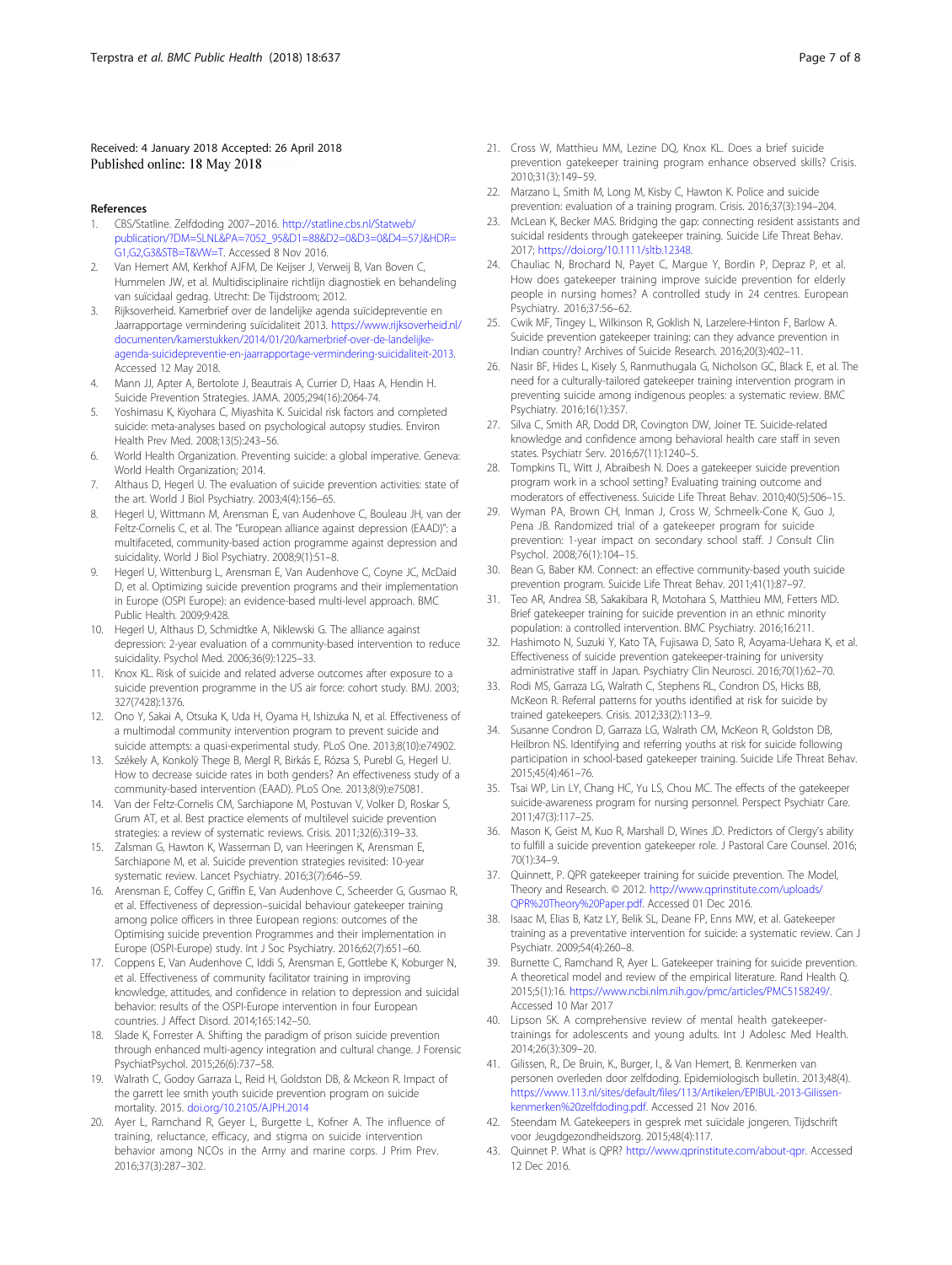Received: 4 January 2018 Accepted: 26 April 2018
Published online: 18 May 2018

## References

1. CBS/Statline. Zelfdoding 2007–2016. http://statline.cbs.nl/Statweb/publication/?DM=SLNL&PA=7052_95&D1=88&D2=0&D3=0&D4=57,l&HDR=G1,G2,G3&STB=T&VW=T. Accessed 8 Nov 2016.
2. Van Hemert AM, Kerkhof AJFM, De Keijser J, Verweij B, Van Boven C, Hummelen JW, et al. Multidisciplinaire richtlijn diagnostiek en behandeling van suïcidaal gedrag. Utrecht: De Tijdstroom; 2012.
3. Rijksoverheid. Kamerbrief over de landelijke agenda suïcidepreventie en Jaarrapportage vermindering suïcidaliteit 2013. https://www.rijksoverheid.nl/documenten/kamerstukken/2014/01/20/kamerbrief-over-de-landelijke-agenda-suicidepreventie-en-jaarrapportage-vermindering-suicidaliteit-2013. Accessed 12 May 2018.
4. Mann JJ, Apter A, Bertolote J, Beautrais A, Currier D, Haas A, Hendin H. Suicide Prevention Strategies. JAMA. 2005;294(16):2064-74.
5. Yoshimasu K, Kiyohara C, Miyashita K. Suicidal risk factors and completed suicide: meta-analyses based on psychological autopsy studies. Environ Health Prev Med. 2008;13(5):243–56.
6. World Health Organization. Preventing suicide: a global imperative. Geneva: World Health Organization; 2014.
7. Althaus D, Hegerl U. The evaluation of suicide prevention activities: state of the art. World J Biol Psychiatry. 2003;4(4):156–65.
8. Hegerl U, Wittmann M, Arensman E, van Audenhove C, Bouleau JH, van der Feltz-Cornelis C, et al. The "European alliance against depression (EAAD)": a multifaceted, community-based action programme against depression and suicidality. World J Biol Psychiatry. 2008;9(1):51–8.
9. Hegerl U, Wittenburg L, Arensman E, Van Audenhove C, Coyne JC, McDaid D, et al. Optimizing suicide prevention programs and their implementation in Europe (OSPI Europe): an evidence-based multi-level approach. BMC Public Health. 2009;9:428.
10. Hegerl U, Althaus D, Schmidtke A, Niklewski G. The alliance against depression: 2-year evaluation of a community-based intervention to reduce suicidality. Psychol Med. 2006;36(9):1225–33.
11. Knox KL. Risk of suicide and related adverse outcomes after exposure to a suicide prevention programme in the US air force: cohort study. BMJ. 2003;327(7428):1376.
12. Ono Y, Sakai A, Otsuka K, Uda H, Oyama H, Ishizuka N, et al. Effectiveness of a multimodal community intervention program to prevent suicide and suicide attempts: a quasi-experimental study. PLoS One. 2013;8(10):e74902.
13. Székely A, Konkolÿ Thege B, Mergl R, Birkás E, Rózsa S, Purebl G, Hegerl U. How to decrease suicide rates in both genders? An effectiveness study of a community-based intervention (EAAD). PLoS One. 2013;8(9):e75081.
14. Van der Feltz-Cornelis CM, Sarchiapone M, Postuvan V, Volker D, Roskar S, Grum AT, et al. Best practice elements of multilevel suicide prevention strategies: a review of systematic reviews. Crisis. 2011;32(6):319–33.
15. Zalsman G, Hawton K, Wasserman D, van Heeringen K, Arensman E, Sarchiapone M, et al. Suicide prevention strategies revisited: 10-year systematic review. Lancet Psychiatry. 2016;3(7):646–59.
16. Arensman E, Coffey C, Griffin E, Van Audenhove C, Scheerder G, Gusmao R, et al. Effectiveness of depression–suicidal behaviour gatekeeper training among police officers in three European regions: outcomes of the Optimising suicide prevention Programmes and their implementation in Europe (OSPI-Europe) study. Int J Soc Psychiatry. 2016;62(7):651–60.
17. Coppens E, Van Audenhove C, Iddi S, Arensman E, Gottlebe K, Koburger N, et al. Effectiveness of community facilitator training in improving knowledge, attitudes, and confidence in relation to depression and suicidal behavior: results of the OSPI-Europe intervention in four European countries. J Affect Disord. 2014;165:142–50.
18. Slade K, Forrester A. Shifting the paradigm of prison suicide prevention through enhanced multi-agency integration and cultural change. J Forensic PsychiatPsychol. 2015;26(6):737–58.
19. Walrath C, Godoy Garraza L, Reid H, Goldston DB, & Mckeon R. Impact of the garrett lee smith youth suicide prevention program on suicide mortality. 2015. doi.org/10.2105/AJPH.2014
20. Ayer L, Ramchand R, Geyer L, Burgette L, Kofner A. The influence of training, reluctance, efficacy, and stigma on suicide intervention behavior among NCOs in the Army and marine corps. J Prim Prev. 2016;37(3):287–302.
21. Cross W, Matthieu MM, Lezine DQ, Knox KL. Does a brief suicide prevention gatekeeper training program enhance observed skills? Crisis. 2010;31(3):149–59.
22. Marzano L, Smith M, Long M, Kisby C, Hawton K. Police and suicide prevention: evaluation of a training program. Crisis. 2016;37(3):194–204.
23. McLean K, Becker MAS. Bridging the gap: connecting resident assistants and suicidal residents through gatekeeper training. Suicide Life Threat Behav. 2017; https://doi.org/10.1111/sltb.12348.
24. Chauliac N, Brochard N, Payet C, Margue Y, Bordin P, Depraz P, et al. How does gatekeeper training improve suicide prevention for elderly people in nursing homes? A controlled study in 24 centres. European Psychiatry. 2016;37:56–62.
25. Cwik MF, Tingey L, Wilkinson R, Goklish N, Larzelere-Hinton F, Barlow A. Suicide prevention gatekeeper training: can they advance prevention in Indian country? Archives of Suicide Research. 2016;20(3):402–11.
26. Nasir BF, Hides L, Kisely S, Ranmuthugala G, Nicholson GC, Black E, et al. The need for a culturally-tailored gatekeeper training intervention program in preventing suicide among indigenous peoples: a systematic review. BMC Psychiatry. 2016;16(1):357.
27. Silva C, Smith AR, Dodd DR, Covington DW, Joiner TE. Suicide-related knowledge and confidence among behavioral health care staff in seven states. Psychiatr Serv. 2016;67(11):1240–5.
28. Tompkins TL, Witt J, Abraibesh N. Does a gatekeeper suicide prevention program work in a school setting? Evaluating training outcome and moderators of effectiveness. Suicide Life Threat Behav. 2010;40(5):506–15.
29. Wyman PA, Brown CH, Inman J, Cross W, Schmeelk-Cone K, Guo J, Pena JB. Randomized trial of a gatekeeper program for suicide prevention: 1-year impact on secondary school staff. J Consult Clin Psychol. 2008;76(1):104–15.
30. Bean G, Baber KM. Connect: an effective community-based youth suicide prevention program. Suicide Life Threat Behav. 2011;41(1):87–97.
31. Teo AR, Andrea SB, Sakakibara R, Motohara S, Matthieu MM, Fetters MD. Brief gatekeeper training for suicide prevention in an ethnic minority population: a controlled intervention. BMC Psychiatry. 2016;16:211.
32. Hashimoto N, Suzuki Y, Kato TA, Fujisawa D, Sato R, Aoyama-Uehara K, et al. Effectiveness of suicide prevention gatekeeper-training for university administrative staff in Japan. Psychiatry Clin Neurosci. 2016;70(1):62–70.
33. Rodi MS, Garraza LG, Walrath C, Stephens RL, Condron DS, Hicks BB, McKeon R. Referral patterns for youths identified at risk for suicide by trained gatekeepers. Crisis. 2012;33(2):113–9.
34. Susanne Condron D, Garraza LG, Walrath CM, McKeon R, Goldston DB, Heilbron NS. Identifying and referring youths at risk for suicide following participation in school-based gatekeeper training. Suicide Life Threat Behav. 2015;45(4):461–76.
35. Tsai WP, Lin LY, Chang HC, Yu LS, Chou MC. The effects of the gatekeeper suicide-awareness program for nursing personnel. Perspect Psychiatr Care. 2011;47(3):117–25.
36. Mason K, Geist M, Kuo R, Marshall D, Wines JD. Predictors of Clergy's ability to fulfill a suicide prevention gatekeeper role. J Pastoral Care Counsel. 2016;70(1):34–9.
37. Quinnett P. QPR gatekeeper training for suicide prevention. The Model, Theory and Research. © 2012. http://www.qprinstitute.com/uploads/QPR%20Theory%20Paper.pdf. Accessed 01 Dec 2016.
38. Isaac M, Elias B, Katz LY, Belik SL, Deane FP, Enns MW, et al. Gatekeeper training as a preventative intervention for suicide: a systematic review. Can J Psychiatr. 2009;54(4):260–8.
39. Burnette C, Ramchand R, Ayer L. Gatekeeper training for suicide prevention. A theoretical model and review of the empirical literature. Rand Health Q. 2015;5(1):16. https://www.ncbi.nlm.nih.gov/pmc/articles/PMC5158249/. Accessed 10 Mar 2017
40. Lipson SK. A comprehensive review of mental health gatekeeper-trainings for adolescents and young adults. Int J Adolesc Med Health. 2014;26(3):309–20.
41. Gilissen, R., De Bruin, K., Burger, I., & Van Hemert, B. Kenmerken van personen overleden door zelfdoding. Epidemiologisch bulletin. 2013;48(4). https://www.113.nl/sites/default/files/113/Artikelen/EPIBUL-2013-Gilissen-kenmerken%20zelfdoding.pdf. Accessed 21 Nov 2016.
42. Steendam M. Gatekeepers in gesprek met suïcidale jongeren. Tijdschrift voor Jeugdgezondheidszorg. 2015;48(4):117.
43. Quinnet P. What is QPR? http://www.qprinstitute.com/about-qpr. Accessed 12 Dec 2016.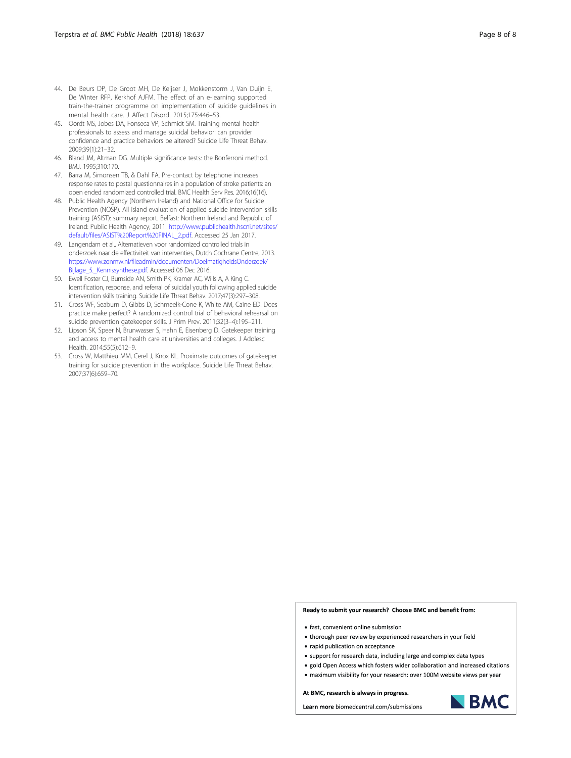44. De Beurs DP, De Groot MH, De Keijser J, Mokkenstorm J, Van Duijn E, De Winter RFP, Kerkhof AJFM. The effect of an e-learning supported train-the-trainer programme on implementation of suicide guidelines in mental health care. J Affect Disord. 2015;175:446–53.
45. Oordt MS, Jobes DA, Fonseca VP, Schmidt SM. Training mental health professionals to assess and manage suicidal behavior: can provider confidence and practice behaviors be altered? Suicide Life Threat Behav. 2009;39(1):21–32.
46. Bland JM, Altman DG. Multiple significance tests: the Bonferroni method. BMJ. 1995;310:170.
47. Barra M, Simonsen TB, & Dahl FA. Pre-contact by telephone increases response rates to postal questionnaires in a population of stroke patients: an open ended randomized controlled trial. BMC Health Serv Res. 2016;16(16).
48. Public Health Agency (Northern Ireland) and National Office for Suicide Prevention (NOSP). All island evaluation of applied suicide intervention skills training (ASIST): summary report. Belfast: Northern Ireland and Republic of Ireland: Public Health Agency; 2011. http://www.publichealth.hscni.net/sites/default/files/ASIST%20Report%20FINAL_2.pdf. Accessed 25 Jan 2017.
49. Langendam et al., Alternatieven voor randomized controlled trials in onderzoek naar de effectiviteit van interventies, Dutch Cochrane Centre, 2013. https://www.zonmw.nl/fileadmin/documenten/DoelmatigheidsOnderzoek/Bijlage_5._Kennissynthese.pdf. Accessed 06 Dec 2016.
50. Ewell Foster CJ, Burnside AN, Smith PK, Kramer AC, Wills A, A King C. Identification, response, and referral of suicidal youth following applied suicide intervention skills training. Suicide Life Threat Behav. 2017;47(3):297–308.
51. Cross WF, Seaburn D, Gibbs D, Schmeelk-Cone K, White AM, Caine ED. Does practice make perfect? A randomized control trial of behavioral rehearsal on suicide prevention gatekeeper skills. J Prim Prev. 2011;32(3–4):195–211.
52. Lipson SK, Speer N, Brunwasser S, Hahn E, Eisenberg D. Gatekeeper training and access to mental health care at universities and colleges. J Adolesc Health. 2014;55(5):612–9.
53. Cross W, Matthieu MM, Cerel J, Knox KL. Proximate outcomes of gatekeeper training for suicide prevention in the workplace. Suicide Life Threat Behav. 2007;37(6):659–70.

**Ready to submit your research? Choose BMC and benefit from:**

- fast, convenient online submission
- thorough peer review by experienced researchers in your field
- rapid publication on acceptance
- support for research data, including large and complex data types
- gold Open Access which fosters wider collaboration and increased citations
- maximum visibility for your research: over 100M website views per year

**At BMC, research is always in progress.**

**Learn more** biomedcentral.com/submissions

BMC